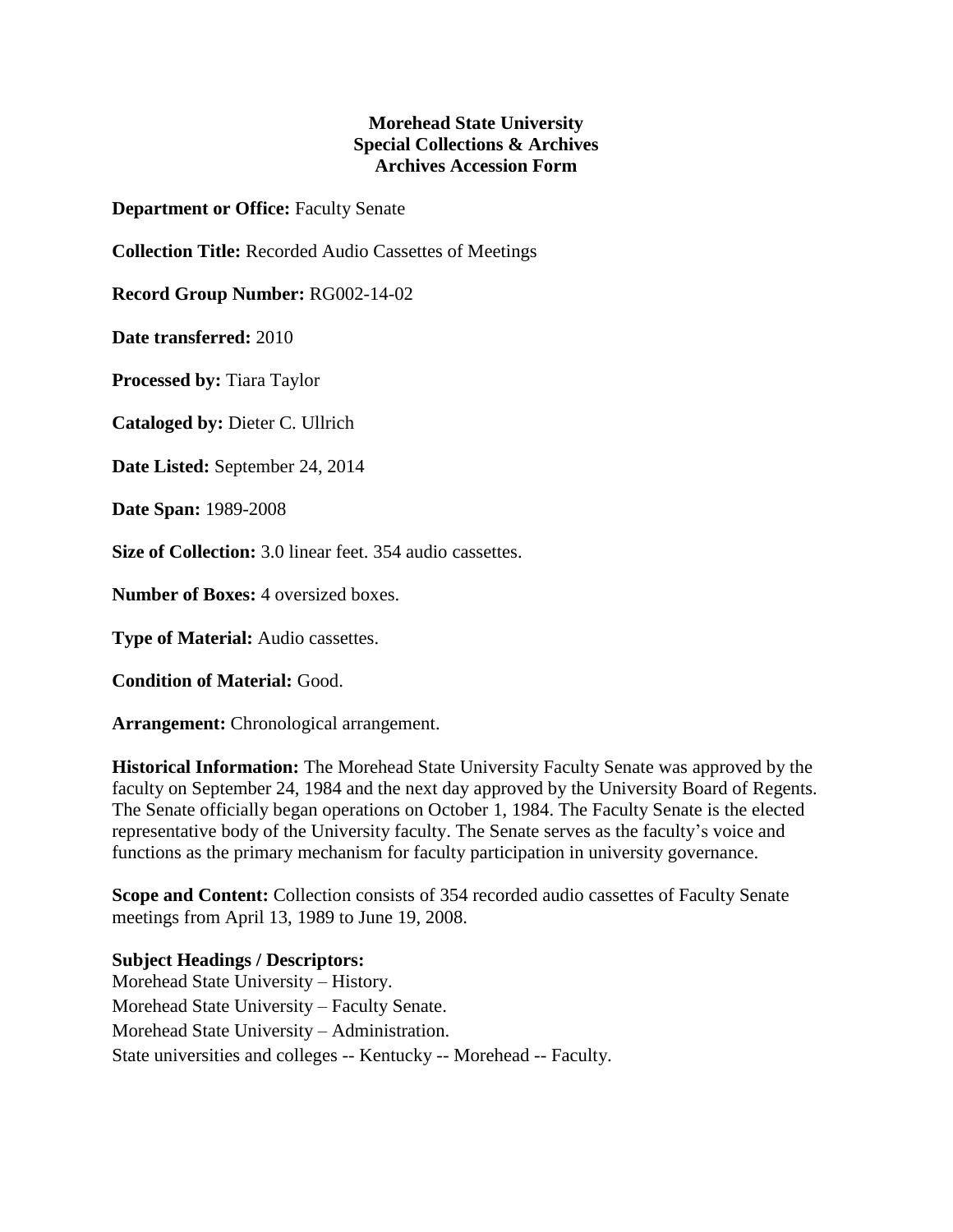**Morehead State University**
**Special Collections & Archives**
**Archives Accession Form**

**Department or Office:** Faculty Senate

**Collection Title:** Recorded Audio Cassettes of Meetings

**Record Group Number:** RG002-14-02

**Date transferred:** 2010

**Processed by:** Tiara Taylor

**Cataloged by:** Dieter C. Ullrich

**Date Listed:** September 24, 2014

**Date Span:** 1989-2008

**Size of Collection:** 3.0 linear feet. 354 audio cassettes.

**Number of Boxes:** 4 oversized boxes.

**Type of Material:** Audio cassettes.

**Condition of Material:** Good.

**Arrangement:** Chronological arrangement.

**Historical Information:** The Morehead State University Faculty Senate was approved by the faculty on September 24, 1984 and the next day approved by the University Board of Regents. The Senate officially began operations on October 1, 1984. The Faculty Senate is the elected representative body of the University faculty. The Senate serves as the faculty's voice and functions as the primary mechanism for faculty participation in university governance.

**Scope and Content:** Collection consists of 354 recorded audio cassettes of Faculty Senate meetings from April 13, 1989 to June 19, 2008.

**Subject Headings / Descriptors:**
Morehead State University – History.
Morehead State University – Faculty Senate.
Morehead State University – Administration.
State universities and colleges -- Kentucky -- Morehead -- Faculty.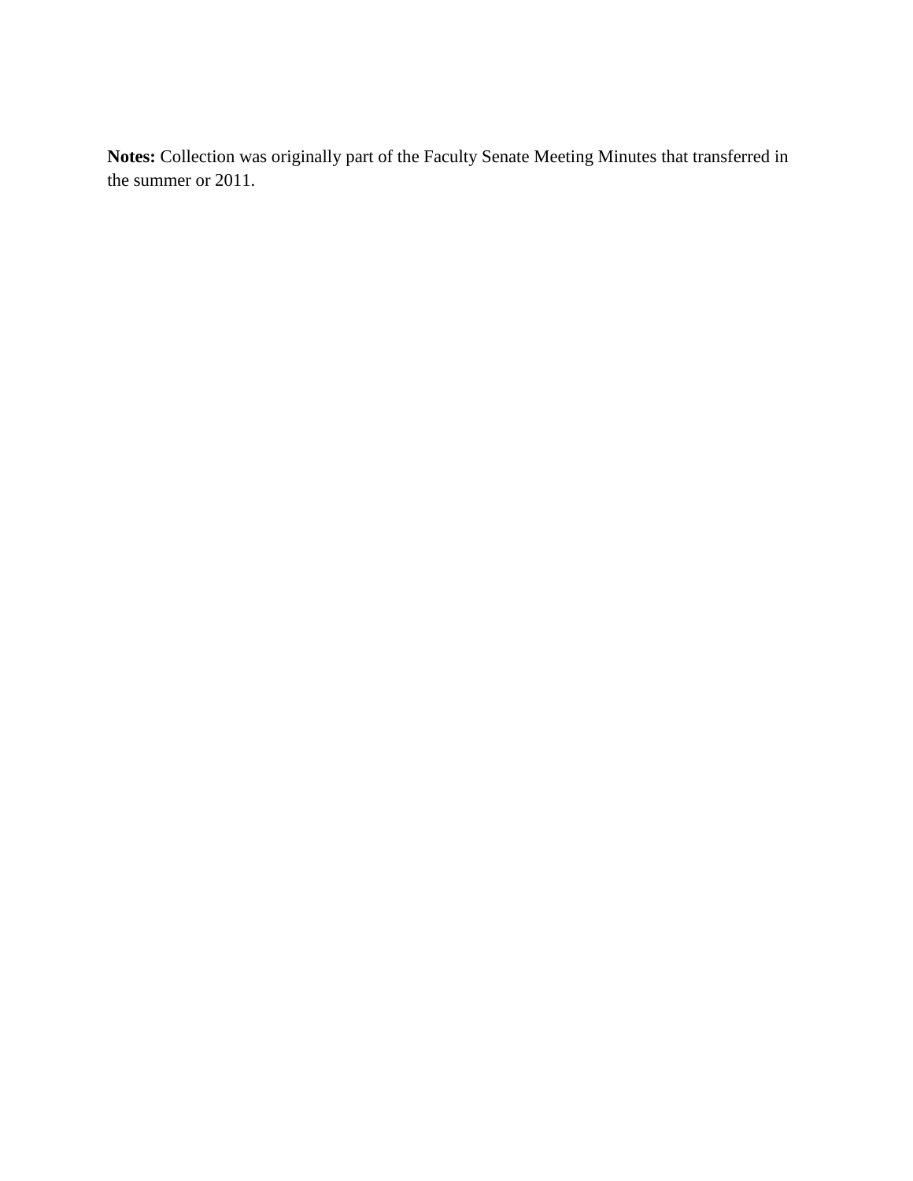**Notes:** Collection was originally part of the Faculty Senate Meeting Minutes that transferred in the summer or 2011.